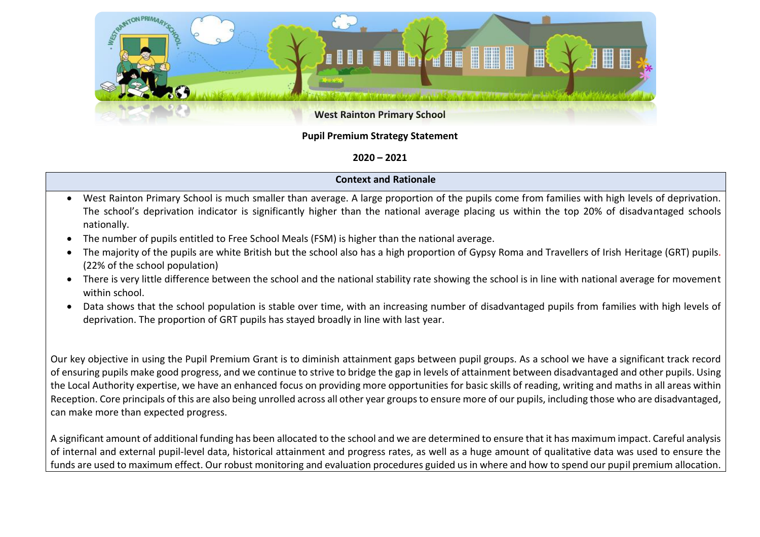**West Rainton Primary School**

# Pupil Premium Strategy Statement

**2020 – 2021**

## Context and Rationale

- West Rainton Primary School is much smaller than average. A large proportion of the pupils come from families with high levels of deprivation. The school's deprivation indicator is significantly higher than the national average placing us within the top 20% of disadvantaged schools nationally.
- The number of pupils entitled to Free School Meals (FSM) is higher than the national average.
- The majority of the pupils are white British but the school also has a high proportion of Gypsy Roma and Travellers of Irish Heritage (GRT) pupils. (22% of the school population)
- There is very little difference between the school and the national stability rate showing the school is in line with national average for movement within school.
- Data shows that the school population is stable over time, with an increasing number of disadvantaged pupils from families with high levels of deprivation. The proportion of GRT pupils has stayed broadly in line with last year.

Our key objective in using the Pupil Premium Grant is to diminish attainment gaps between pupil groups. As a school we have a significant track record of ensuring pupils make good progress, and we continue to strive to bridge the gap in levels of attainment between disadvantaged and other pupils. Using the Local Authority expertise, we have an enhanced focus on providing more opportunities for basic skills of reading, writing and maths in all areas within Reception. Core principals of this are also being unrolled across all other year groups to ensure more of our pupils, including those who are disadvantaged, can make more than expected progress.

A significant amount of additional funding has been allocated to the school and we are determined to ensure that it has maximum impact. Careful analysis of internal and external pupil-level data, historical attainment and progress rates, as well as a huge amount of qualitative data was used to ensure the funds are used to maximum effect. Our robust monitoring and evaluation procedures guided us in where and how to spend our pupil premium allocation.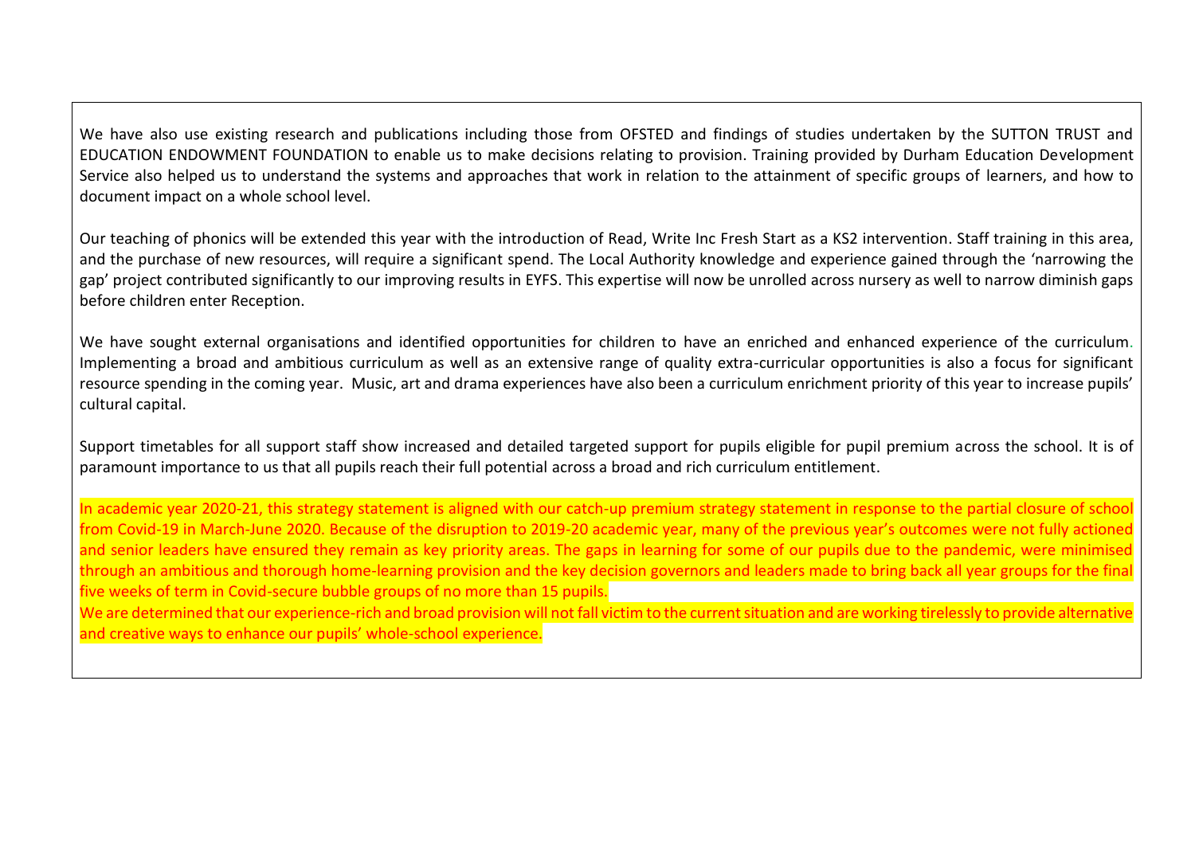We have also use existing research and publications including those from OFSTED and findings of studies undertaken by the SUTTON TRUST and EDUCATION ENDOWMENT FOUNDATION to enable us to make decisions relating to provision. Training provided by Durham Education Development Service also helped us to understand the systems and approaches that work in relation to the attainment of specific groups of learners, and how to document impact on a whole school level.

Our teaching of phonics will be extended this year with the introduction of Read, Write Inc Fresh Start as a KS2 intervention. Staff training in this area, and the purchase of new resources, will require a significant spend. The Local Authority knowledge and experience gained through the 'narrowing the gap' project contributed significantly to our improving results in EYFS. This expertise will now be unrolled across nursery as well to narrow diminish gaps before children enter Reception.

We have sought external organisations and identified opportunities for children to have an enriched and enhanced experience of the curriculum. Implementing a broad and ambitious curriculum as well as an extensive range of quality extra-curricular opportunities is also a focus for significant resource spending in the coming year. Music, art and drama experiences have also been a curriculum enrichment priority of this year to increase pupils' cultural capital.

Support timetables for all support staff show increased and detailed targeted support for pupils eligible for pupil premium across the school. It is of paramount importance to us that all pupils reach their full potential across a broad and rich curriculum entitlement.

In academic year 2020-21, this strategy statement is aligned with our catch-up premium strategy statement in response to the partial closure of school from Covid-19 in March-June 2020. Because of the disruption to 2019-20 academic year, many of the previous year's outcomes were not fully actioned and senior leaders have ensured they remain as key priority areas. The gaps in learning for some of our pupils due to the pandemic, were minimised through an ambitious and thorough home-learning provision and the key decision governors and leaders made to bring back all year groups for the final five weeks of term in Covid-secure bubble groups of no more than 15 pupils.

We are determined that our experience-rich and broad provision will not fall victim to the current situation and are working tirelessly to provide alternative and creative ways to enhance our pupils' whole-school experience.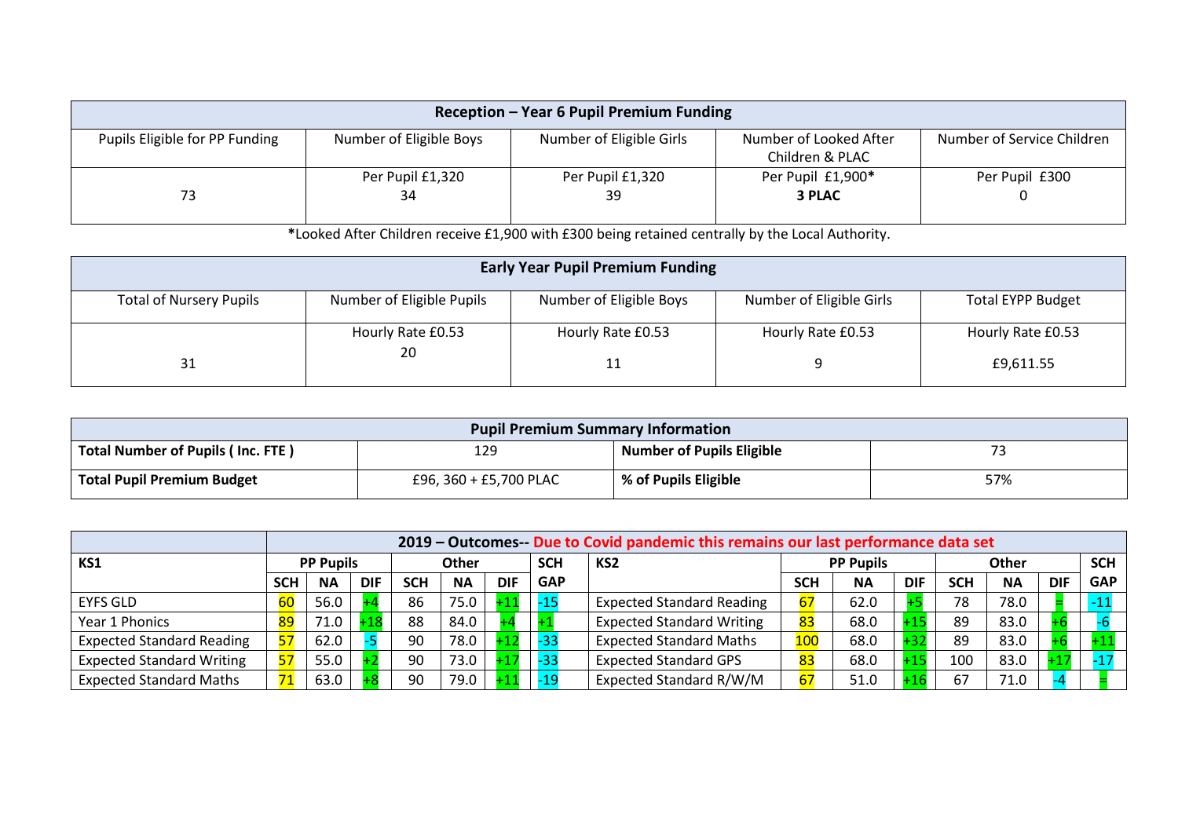| Reception – Year 6 Pupil Premium Funding | | | | |
|---|---|---|---|---|
| Pupils Eligible for PP Funding | Number of Eligible Boys | Number of Eligible Girls | Number of Looked After Children & PLAC | Number of Service Children |
| 73 | Per Pupil £1,320<br>34 | Per Pupil £1,320<br>39 | Per Pupil £1,900*<br>**3 PLAC** | Per Pupil £300<br>0 |

***Looked After Children receive £1,900 with £300 being retained centrally by the Local Authority.**

| Early Year Pupil Premium Funding | | | | |
|---|---|---|---|---|
| Total of Nursery Pupils | Number of Eligible Pupils | Number of Eligible Boys | Number of Eligible Girls | Total EYPP Budget |
| 31 | Hourly Rate £0.53<br>20 | Hourly Rate £0.53<br>11 | Hourly Rate £0.53<br>9 | Hourly Rate £0.53<br>£9,611.55 |

| Pupil Premium Summary Information | | | |
|---|---|---|---|
| **Total Number of Pupils ( Inc. FTE )** | 129 | **Number of Pupils Eligible** | 73 |
| **Total Pupil Premium Budget** | £96, 360 + £5,700 PLAC | **% of Pupils Eligible** | 57% |

| | 2019 – Outcomes-- Due to Covid pandemic this remains our last performance data set | | | | | | | | | | | | | | |
|---|---|---|---|---|---|---|---|---|---|---|---|---|---|---|---|
| **KS1** | **PP Pupils** | | | **Other** | | | **SCH** | **KS2** | **PP Pupils** | | | **Other** | | | **SCH** |
| | **SCH** | **NA** | **DIF** | **SCH** | **NA** | **DIF** | **GAP** | | **SCH** | **NA** | **DIF** | **SCH** | **NA** | **DIF** | **GAP** |
| EYFS GLD | 60 | 56.0 | +4 | 86 | 75.0 | +11 | -15 | Expected Standard Reading | 67 | 62.0 | +5 | 78 | 78.0 | = | -11 |
| Year 1 Phonics | 89 | 71.0 | +18 | 88 | 84.0 | +4 | +1 | Expected Standard Writing | 83 | 68.0 | +15 | 89 | 83.0 | +6 | -6 |
| Expected Standard Reading | 57 | 62.0 | -5 | 90 | 78.0 | +12 | -33 | Expected Standard Maths | 100 | 68.0 | +32 | 89 | 83.0 | +6 | +11 |
| Expected Standard Writing | 57 | 55.0 | +2 | 90 | 73.0 | +17 | -33 | Expected Standard GPS | 83 | 68.0 | +15 | 100 | 83.0 | +17 | -17 |
| Expected Standard Maths | 71 | 63.0 | +8 | 90 | 79.0 | +11 | -19 | Expected Standard R/W/M | 67 | 51.0 | +16 | 67 | 71.0 | -4 | = |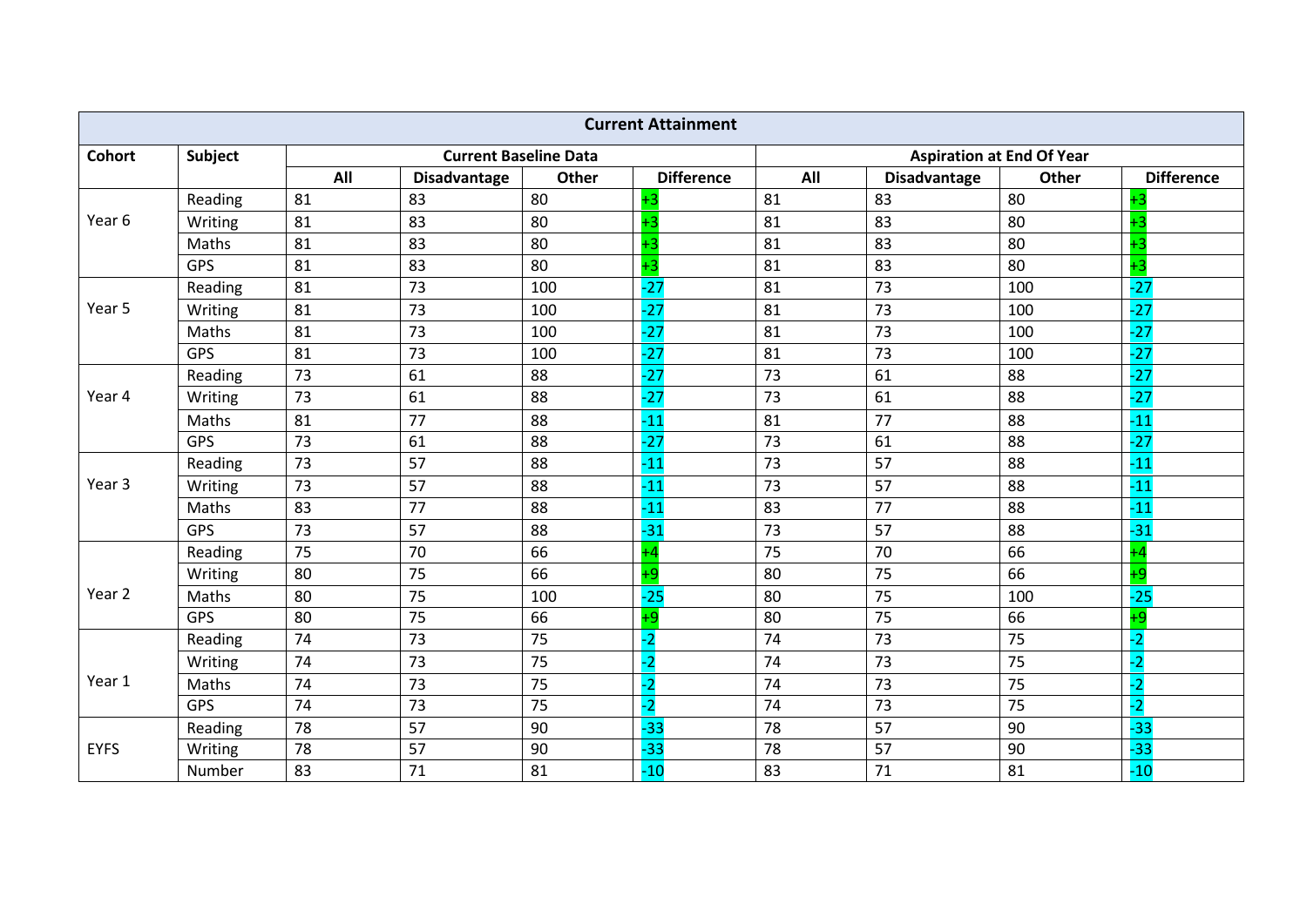| Current Attainment | | | | | | | | | |
|---|---|---|---|---|---|---|---|---|---|
| **Cohort** | **Subject** | **Current Baseline Data** | | | | **Aspiration at End Of Year** | | | |
| | | **All** | **Disadvantage** | **Other** | **Difference** | **All** | **Disadvantage** | **Other** | **Difference** |
| Year 6 | Reading | 81 | 83 | 80 | +3 | 81 | 83 | 80 | +3 |
| | Writing | 81 | 83 | 80 | +3 | 81 | 83 | 80 | +3 |
| | Maths | 81 | 83 | 80 | +3 | 81 | 83 | 80 | +3 |
| | GPS | 81 | 83 | 80 | +3 | 81 | 83 | 80 | +3 |
| Year 5 | Reading | 81 | 73 | 100 | -27 | 81 | 73 | 100 | -27 |
| | Writing | 81 | 73 | 100 | -27 | 81 | 73 | 100 | -27 |
| | Maths | 81 | 73 | 100 | -27 | 81 | 73 | 100 | -27 |
| | GPS | 81 | 73 | 100 | -27 | 81 | 73 | 100 | -27 |
| Year 4 | Reading | 73 | 61 | 88 | -27 | 73 | 61 | 88 | -27 |
| | Writing | 73 | 61 | 88 | -27 | 73 | 61 | 88 | -27 |
| | Maths | 81 | 77 | 88 | -11 | 81 | 77 | 88 | -11 |
| | GPS | 73 | 61 | 88 | -27 | 73 | 61 | 88 | -27 |
| Year 3 | Reading | 73 | 57 | 88 | -11 | 73 | 57 | 88 | -11 |
| | Writing | 73 | 57 | 88 | -11 | 73 | 57 | 88 | -11 |
| | Maths | 83 | 77 | 88 | -11 | 83 | 77 | 88 | -11 |
| | GPS | 73 | 57 | 88 | -31 | 73 | 57 | 88 | -31 |
| Year 2 | Reading | 75 | 70 | 66 | +4 | 75 | 70 | 66 | +4 |
| | Writing | 80 | 75 | 66 | +9 | 80 | 75 | 66 | +9 |
| | Maths | 80 | 75 | 100 | -25 | 80 | 75 | 100 | -25 |
| | GPS | 80 | 75 | 66 | +9 | 80 | 75 | 66 | +9 |
| Year 1 | Reading | 74 | 73 | 75 | -2 | 74 | 73 | 75 | -2 |
| | Writing | 74 | 73 | 75 | -2 | 74 | 73 | 75 | -2 |
| | Maths | 74 | 73 | 75 | -2 | 74 | 73 | 75 | -2 |
| | GPS | 74 | 73 | 75 | -2 | 74 | 73 | 75 | -2 |
| EYFS | Reading | 78 | 57 | 90 | -33 | 78 | 57 | 90 | -33 |
| | Writing | 78 | 57 | 90 | -33 | 78 | 57 | 90 | -33 |
| | Number | 83 | 71 | 81 | -10 | 83 | 71 | 81 | -10 |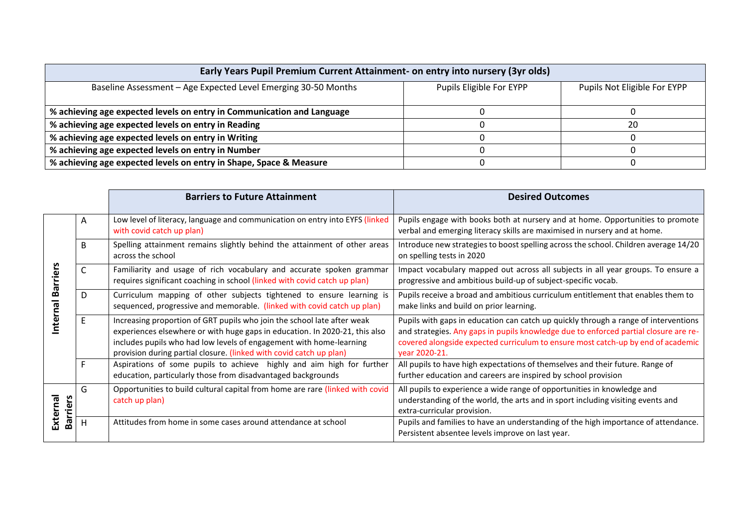| Early Years Pupil Premium Current Attainment- on entry into nursery (3yr olds) | | |
|---|---|---|
| Baseline Assessment – Age Expected Level Emerging 30-50 Months | Pupils Eligible For EYPP | Pupils Not Eligible For EYPP |
| **% achieving age expected levels on entry in Communication and Language** | 0 | 0 |
| **% achieving age expected levels on entry in Reading** | 0 | 20 |
| **% achieving age expected levels on entry in Writing** | 0 | 0 |
| **% achieving age expected levels on entry in Number** | 0 | 0 |
| **% achieving age expected levels on entry in Shape, Space & Measure** | 0 | 0 |

| | | **Barriers to Future Attainment** | **Desired Outcomes** |
|---|---|---|---|
| **Internal Barriers** | A | Low level of literacy, language and communication on entry into EYFS (linked with covid catch up plan) | Pupils engage with books both at nursery and at home. Opportunities to promote verbal and emerging literacy skills are maximised in nursery and at home. |
| | B | Spelling attainment remains slightly behind the attainment of other areas across the school | Introduce new strategies to boost spelling across the school. Children average 14/20 on spelling tests in 2020 |
| | C | Familiarity and usage of rich vocabulary and accurate spoken grammar requires significant coaching in school (linked with covid catch up plan) | Impact vocabulary mapped out across all subjects in all year groups. To ensure a progressive and ambitious build-up of subject-specific vocab. |
| | D | Curriculum mapping of other subjects tightened to ensure learning is sequenced, progressive and memorable. (linked with covid catch up plan) | Pupils receive a broad and ambitious curriculum entitlement that enables them to make links and build on prior learning. |
| | E | Increasing proportion of GRT pupils who join the school late after weak experiences elsewhere or with huge gaps in education. In 2020-21, this also includes pupils who had low levels of engagement with home-learning provision during partial closure. (linked with covid catch up plan) | Pupils with gaps in education can catch up quickly through a range of interventions and strategies. Any gaps in pupils knowledge due to enforced partial closure are re-covered alongside expected curriculum to ensure most catch-up by end of academic year 2020-21. |
| | F | Aspirations of some pupils to achieve highly and aim high for further education, particularly those from disadvantaged backgrounds | All pupils to have high expectations of themselves and their future. Range of further education and careers are inspired by school provision |
| **External Barriers** | G | Opportunities to build cultural capital from home are rare (linked with covid catch up plan) | All pupils to experience a wide range of opportunities in knowledge and understanding of the world, the arts and in sport including visiting events and extra-curricular provision. |
| | H | Attitudes from home in some cases around attendance at school | Pupils and families to have an understanding of the high importance of attendance. Persistent absentee levels improve on last year. |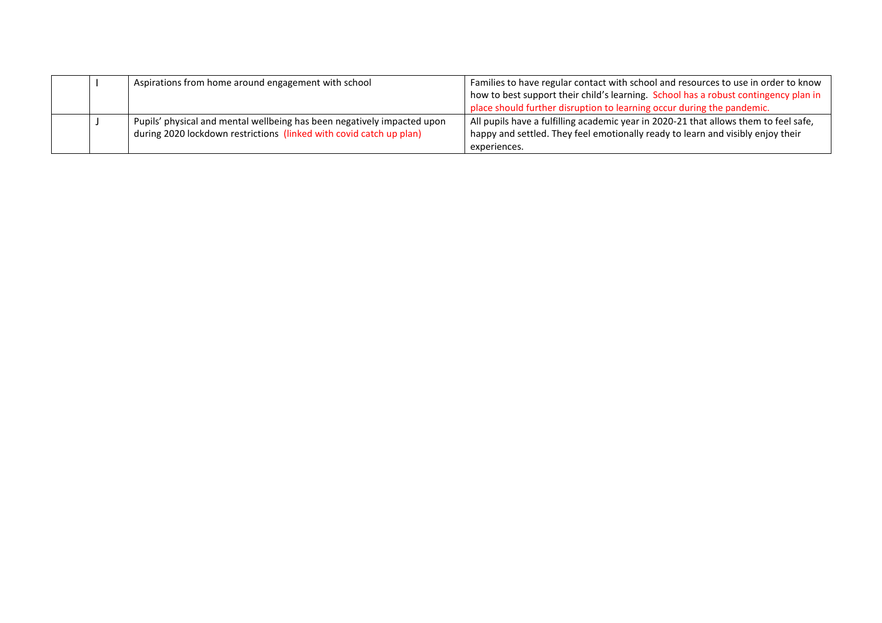| | | | |
|---|---|---|---|
| | I | Aspirations from home around engagement with school | Families to have regular contact with school and resources to use in order to know how to best support their child's learning. School has a robust contingency plan in place should further disruption to learning occur during the pandemic. |
| | J | Pupils' physical and mental wellbeing has been negatively impacted upon during 2020 lockdown restrictions (linked with covid catch up plan) | All pupils have a fulfilling academic year in 2020-21 that allows them to feel safe, happy and settled. They feel emotionally ready to learn and visibly enjoy their experiences. |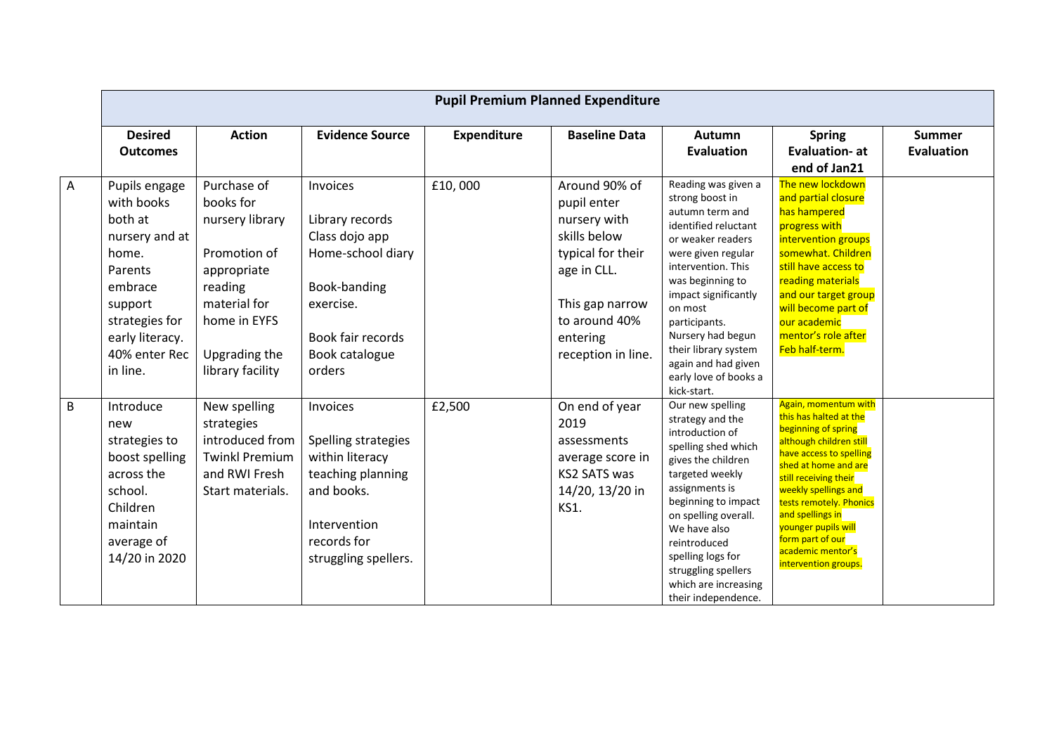| | Pupil Premium Planned Expenditure | | | | | | | |
|---|---|---|---|---|---|---|---|---|
| | **Desired Outcomes** | **Action** | **Evidence Source** | **Expenditure** | **Baseline Data** | **Autumn Evaluation** | **Spring Evaluation- at end of Jan21** | **Summer Evaluation** |
| A | Pupils engage with books both at nursery and at home. Parents embrace support strategies for early literacy. 40% enter Rec in line. | Purchase of books for nursery library<br><br>Promotion of appropriate reading material for home in EYFS<br><br>Upgrading the library facility | Invoices<br><br>Library records<br>Class dojo app<br>Home-school diary<br><br>Book-banding exercise.<br><br>Book fair records<br>Book catalogue orders | £10, 000 | Around 90% of pupil enter nursery with skills below typical for their age in CLL.<br><br>This gap narrow to around 40% entering reception in line. | Reading was given a strong boost in autumn term and identified reluctant or weaker readers were given regular intervention. This was beginning to impact significantly on most participants. Nursery had begun their library system again and had given early love of books a kick-start. | The new lockdown and partial closure has hampered progress with intervention groups somewhat. Children still have access to reading materials and our target group will become part of our academic mentor's role after Feb half-term. | |
| B | Introduce new strategies to boost spelling across the school. Children maintain average of 14/20 in 2020 | New spelling strategies introduced from Twinkl Premium and RWI Fresh Start materials. | Invoices<br><br>Spelling strategies within literacy teaching planning and books.<br><br>Intervention records for struggling spellers. | £2,500 | On end of year 2019 assessments average score in KS2 SATS was 14/20, 13/20 in KS1. | Our new spelling strategy and the introduction of spelling shed which gives the children targeted weekly assignments is beginning to impact on spelling overall. We have also reintroduced spelling logs for struggling spellers which are increasing their independence. | Again, momentum with this has halted at the beginning of spring although children still have access to spelling shed at home and are still receiving their weekly spellings and tests remotely. Phonics and spellings in younger pupils will form part of our academic mentor's intervention groups. | |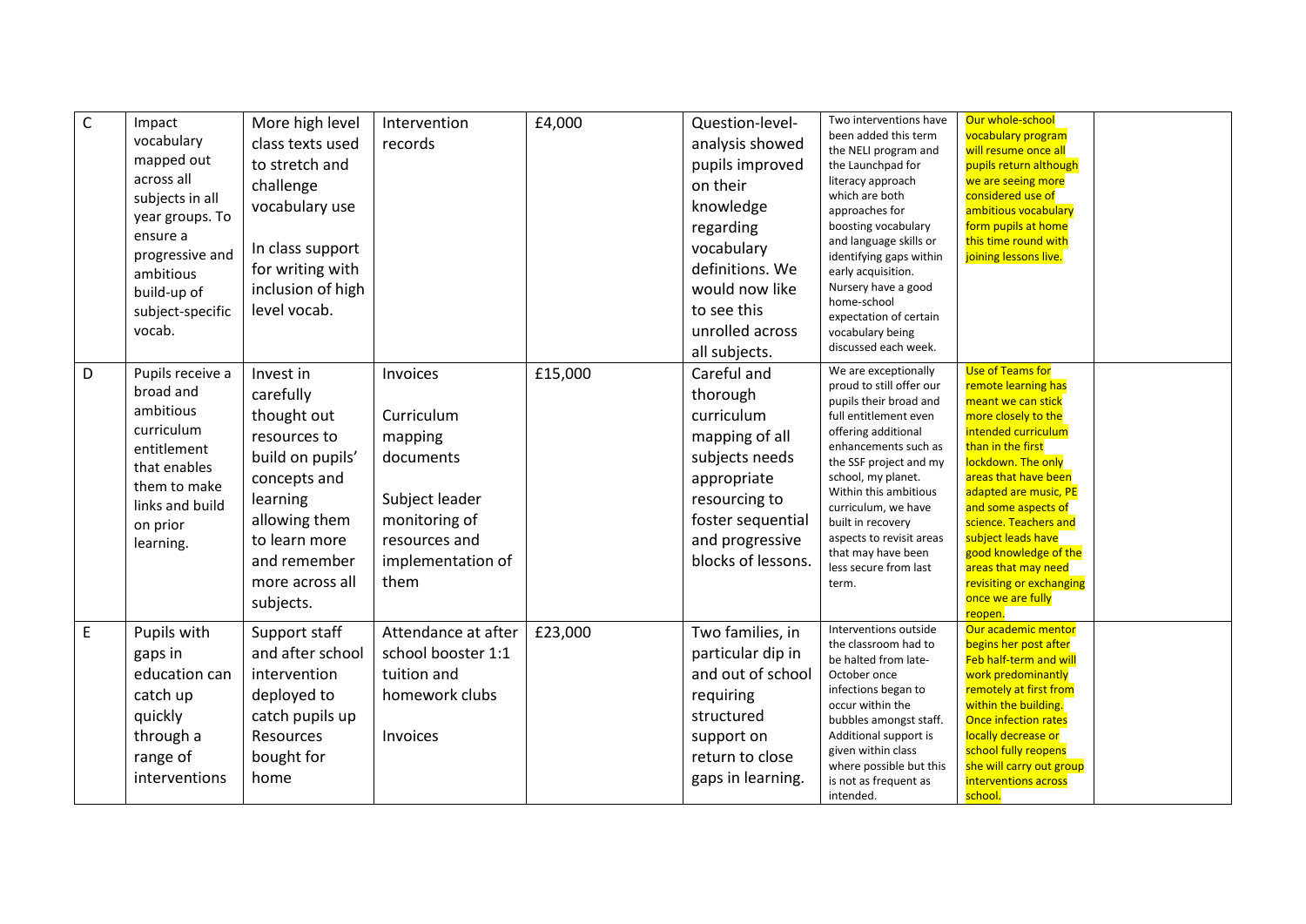| C | Impact vocabulary mapped out across all subjects in all year groups. To ensure a progressive and ambitious build-up of subject-specific vocab. | More high level class texts used to stretch and challenge vocabulary use<br><br>In class support for writing with inclusion of high level vocab. | Intervention records | £4,000 | Question-level-analysis showed pupils improved on their knowledge regarding vocabulary definitions. We would now like to see this unrolled across all subjects. | Two interventions have been added this term the NELI program and the Launchpad for literacy approach which are both approaches for boosting vocabulary and language skills or identifying gaps within early acquisition. Nursery have a good home-school expectation of certain vocabulary being discussed each week. | Our whole-school vocabulary program will resume once all pupils return although we are seeing more considered use of ambitious vocabulary form pupils at home this time round with joining lessons live. | |
|---|---|---|---|---|---|---|---|---|
| D | Pupils receive a broad and ambitious curriculum entitlement that enables them to make links and build on prior learning. | Invest in carefully thought out resources to build on pupils' concepts and learning allowing them to learn more and remember more across all subjects. | Invoices<br><br>Curriculum mapping documents<br><br>Subject leader monitoring of resources and implementation of them | £15,000 | Careful and thorough curriculum mapping of all subjects needs appropriate resourcing to foster sequential and progressive blocks of lessons. | We are exceptionally proud to still offer our pupils their broad and full entitlement even offering additional enhancements such as the SSF project and my school, my planet. Within this ambitious curriculum, we have built in recovery aspects to revisit areas that may have been less secure from last term. | Use of Teams for remote learning has meant we can stick more closely to the intended curriculum than in the first lockdown. The only areas that have been adapted are music, PE and some aspects of science. Teachers and subject leads have good knowledge of the areas that may need revisiting or exchanging once we are fully reopen. | |
| E | Pupils with gaps in education can catch up quickly through a range of interventions | Support staff and after school intervention deployed to catch pupils up<br>Resources bought for home | Attendance at after school booster 1:1 tuition and homework clubs<br><br>Invoices | £23,000 | Two families, in particular dip in and out of school requiring structured support on return to close gaps in learning. | Interventions outside the classroom had to be halted from late-October once infections began to occur within the bubbles amongst staff. Additional support is given within class where possible but this is not as frequent as intended. | Our academic mentor begins her post after Feb half-term and will work predominantly remotely at first from within the building. Once infection rates locally decrease or school fully reopens she will carry out group interventions across school. | |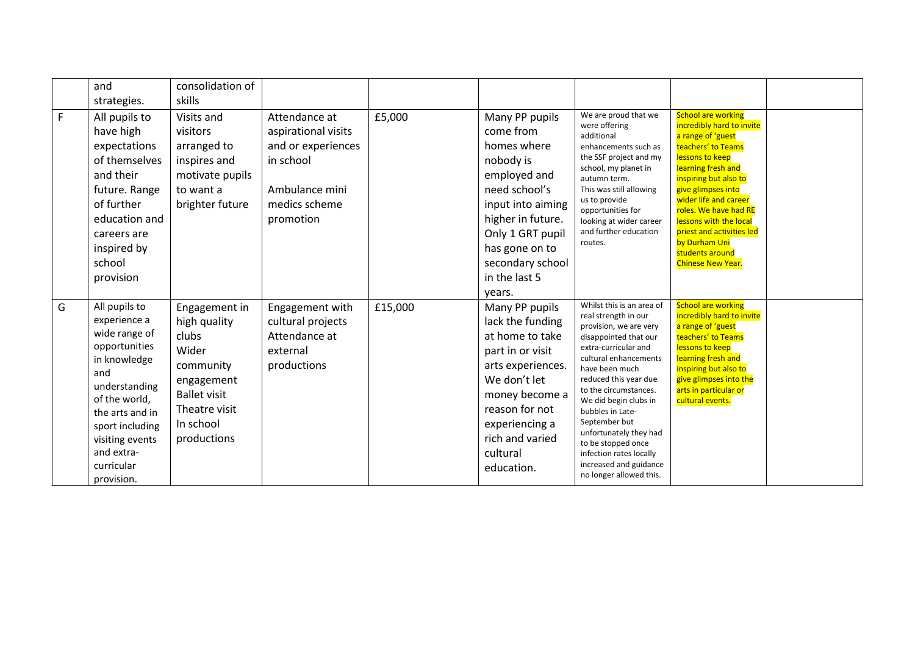|  |  |  |  |  |  |  |  |  |
|---|---|---|---|---|---|---|---|---|
|  | and strategies. | consolidation of skills |  |  |  |  |  |  |
| F | All pupils to have high expectations of themselves and their future. Range of further education and careers are inspired by school provision | Visits and visitors arranged to inspires and motivate pupils to want a brighter future | Attendance at aspirational visits and or experiences in school<br><br>Ambulance mini medics scheme promotion | £5,000 | Many PP pupils come from homes where nobody is employed and need school's input into aiming higher in future. Only 1 GRT pupil has gone on to secondary school in the last 5 years. | We are proud that we were offering additional enhancements such as the SSF project and my school, my planet in autumn term. This was still allowing us to provide opportunities for looking at wider career and further education routes. | School are working incredibly hard to invite a range of 'guest teachers' to Teams lessons to keep learning fresh and inspiring but also to give glimpses into wider life and career roles. We have had RE lessons with the local priest and activities led by Durham Uni students around Chinese New Year. |  |
| G | All pupils to experience a wide range of opportunities in knowledge and understanding of the world, the arts and in sport including visiting events and extra-curricular provision. | Engagement in high quality clubs<br>Wider community engagement<br>Ballet visit<br>Theatre visit<br>In school productions | Engagement with cultural projects<br>Attendance at external productions | £15,000 | Many PP pupils lack the funding at home to take part in or visit arts experiences. We don't let money become a reason for not experiencing a rich and varied cultural education. | Whilst this is an area of real strength in our provision, we are very disappointed that our extra-curricular and cultural enhancements have been much reduced this year due to the circumstances. We did begin clubs in bubbles in Late-September but unfortunately they had to be stopped once infection rates locally increased and guidance no longer allowed this. | School are working incredibly hard to invite a range of 'guest teachers' to Teams lessons to keep learning fresh and inspiring but also to give glimpses into the arts in particular or cultural events. |  |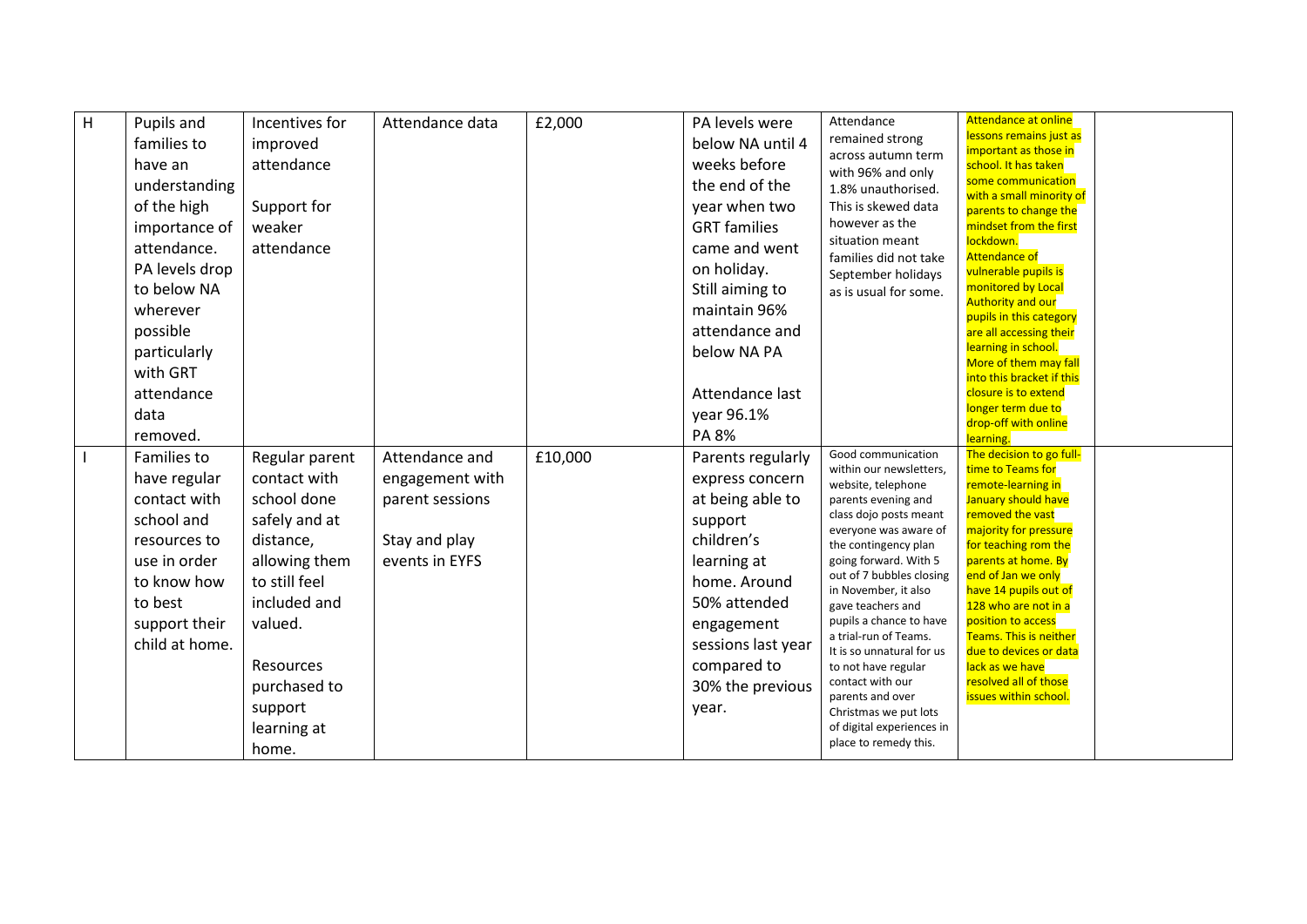| H | Pupils and families to have an understanding of the high importance of attendance. PA levels drop to below NA wherever possible particularly with GRT attendance data removed. | Incentives for improved attendance<br><br>Support for weaker attendance | Attendance data | £2,000 | PA levels were below NA until 4 weeks before the end of the year when two GRT families came and went on holiday. Still aiming to maintain 96% attendance and below NA PA<br><br>Attendance last year 96.1%<br>PA 8% | Attendance remained strong across autumn term with 96% and only 1.8% unauthorised. This is skewed data however as the situation meant families did not take September holidays as is usual for some. | Attendance at online lessons remains just as important as those in school. It has taken some communication with a small minority of parents to change the mindset from the first lockdown.<br>Attendance of vulnerable pupils is monitored by Local Authority and our pupils in this category are all accessing their learning in school. More of them may fall into this bracket if this closure is to extend longer term due to drop-off with online learning. | |
|---|---|---|---|---|---|---|---|---|
| I | Families to have regular contact with school and resources to use in order to know how to best support their child at home. | Regular parent contact with school done safely and at distance, allowing them to still feel included and valued.<br><br>Resources purchased to support learning at home. | Attendance and engagement with parent sessions<br><br>Stay and play events in EYFS | £10,000 | Parents regularly express concern at being able to support children's learning at home. Around 50% attended engagement sessions last year compared to 30% the previous year. | Good communication within our newsletters, website, telephone parents evening and class dojo posts meant everyone was aware of the contingency plan going forward. With 5 out of 7 bubbles closing in November, it also gave teachers and pupils a chance to have a trial-run of Teams. It is so unnatural for us to not have regular contact with our parents and over Christmas we put lots of digital experiences in place to remedy this. | The decision to go full-time to Teams for remote-learning in January should have removed the vast majority for pressure for teaching rom the parents at home. By end of Jan we only have 14 pupils out of 128 who are not in a position to access Teams. This is neither due to devices or data lack as we have resolved all of those issues within school. | |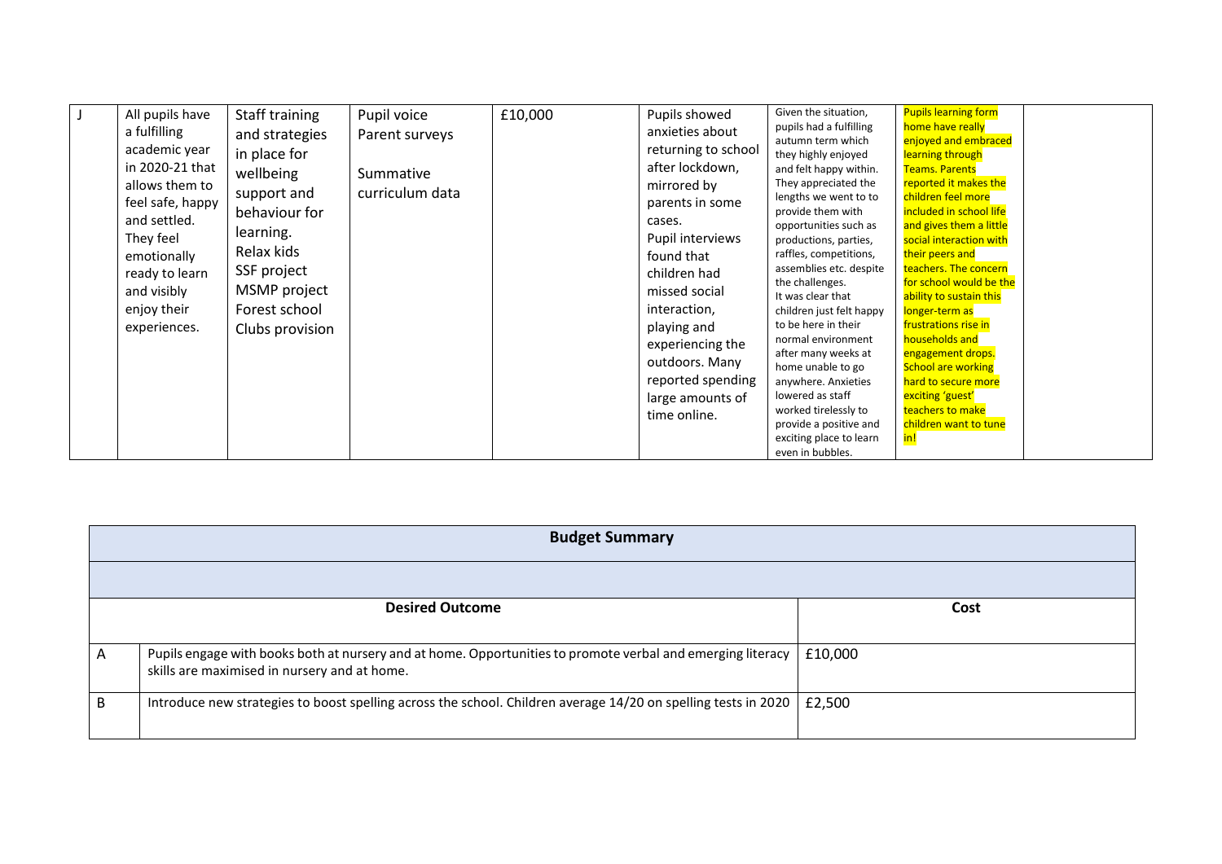| J | All pupils have a fulfilling academic year in 2020-21 that allows them to feel safe, happy and settled. They feel emotionally ready to learn and visibly enjoy their experiences. | Staff training and strategies in place for wellbeing support and behaviour for learning. Relax kids SSF project MSMP project Forest school Clubs provision | Pupil voice Parent surveys Summative curriculum data | £10,000 | Pupils showed anxieties about returning to school after lockdown, mirrored by parents in some cases. Pupil interviews found that children had missed social interaction, playing and experiencing the outdoors. Many reported spending large amounts of time online. | Given the situation, pupils had a fulfilling autumn term which they highly enjoyed and felt happy within. They appreciated the lengths we went to to provide them with opportunities such as productions, parties, raffles, competitions, assemblies etc. despite the challenges. It was clear that children just felt happy to be here in their normal environment after many weeks at home unable to go anywhere. Anxieties lowered as staff worked tirelessly to provide a positive and exciting place to learn even in bubbles. | Pupils learning form home have really enjoyed and embraced learning through Teams. Parents reported it makes the children feel more included in school life and gives them a little social interaction with their peers and teachers. The concern for school would be the ability to sustain this longer-term as frustrations rise in households and engagement drops. School are working hard to secure more exciting 'guest' teachers to make children want to tune in! | |
|---|---|---|---|---|---|---|---|---|

| Budget Summary | | |
|---|---|---|
| | | |
| | **Desired Outcome** | **Cost** |
| A | Pupils engage with books both at nursery and at home. Opportunities to promote verbal and emerging literacy skills are maximised in nursery and at home. | £10,000 |
| B | Introduce new strategies to boost spelling across the school. Children average 14/20 on spelling tests in 2020 | £2,500 |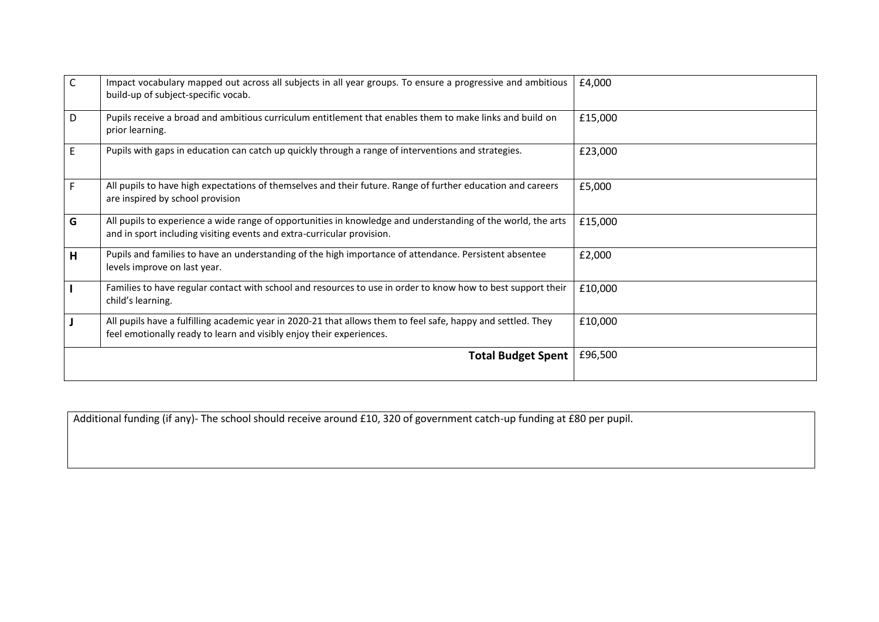| | | |
|---|---|---|
| C | Impact vocabulary mapped out across all subjects in all year groups. To ensure a progressive and ambitious build-up of subject-specific vocab. | £4,000 |
| D | Pupils receive a broad and ambitious curriculum entitlement that enables them to make links and build on prior learning. | £15,000 |
| E | Pupils with gaps in education can catch up quickly through a range of interventions and strategies. | £23,000 |
| F | All pupils to have high expectations of themselves and their future. Range of further education and careers are inspired by school provision | £5,000 |
| **G** | All pupils to experience a wide range of opportunities in knowledge and understanding of the world, the arts and in sport including visiting events and extra-curricular provision. | £15,000 |
| **H** | Pupils and families to have an understanding of the high importance of attendance. Persistent absentee levels improve on last year. | £2,000 |
| **I** | Families to have regular contact with school and resources to use in order to know how to best support their child's learning. | £10,000 |
| **J** | All pupils have a fulfilling academic year in 2020-21 that allows them to feel safe, happy and settled. They feel emotionally ready to learn and visibly enjoy their experiences. | £10,000 |
| | **Total Budget Spent** | £96,500 |

Additional funding (if any)- The school should receive around £10, 320 of government catch-up funding at £80 per pupil.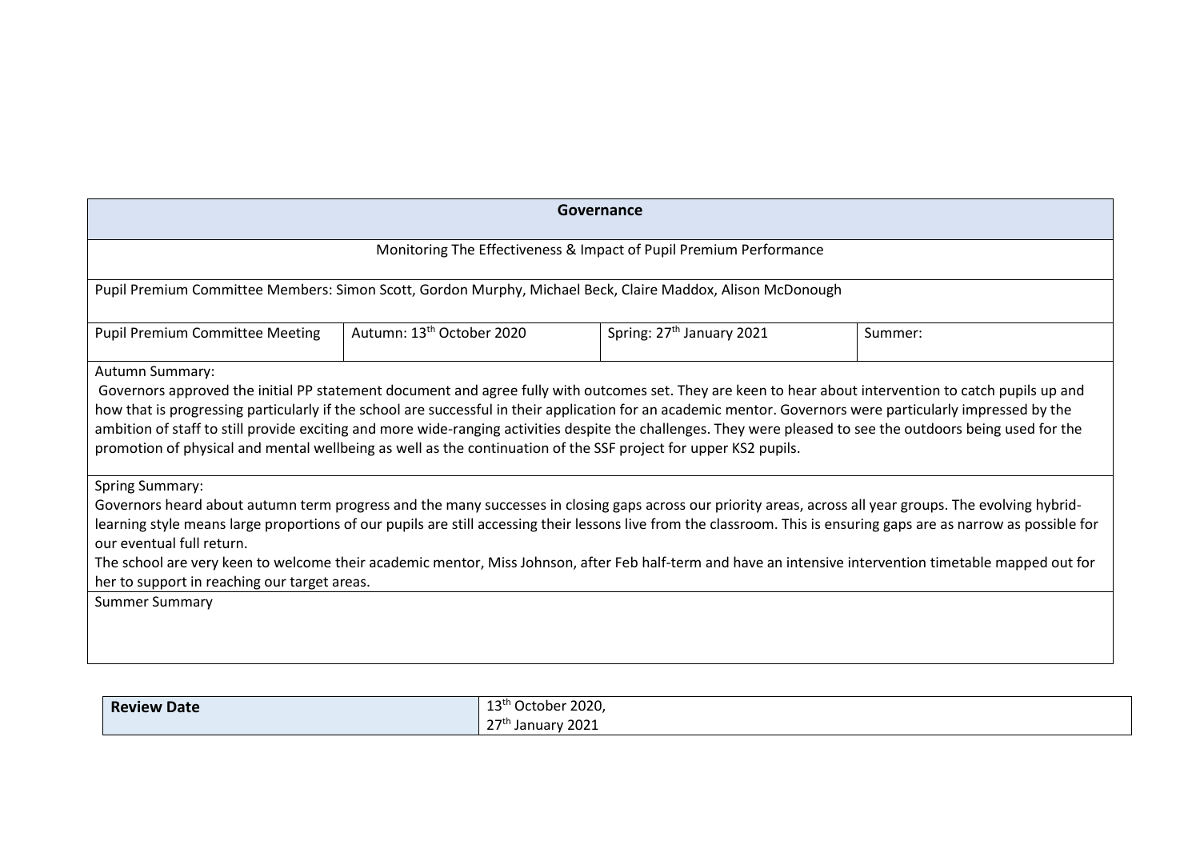| Governance | | | |
|---|---|---|---|
| Monitoring The Effectiveness & Impact of Pupil Premium Performance | | | |
| Pupil Premium Committee Members: Simon Scott, Gordon Murphy, Michael Beck, Claire Maddox, Alison McDonough | | | |
| Pupil Premium Committee Meeting | Autumn: 13th October 2020 | Spring: 27th January 2021 | Summer: |
| Autumn Summary: Governors approved the initial PP statement document and agree fully with outcomes set. They are keen to hear about intervention to catch pupils up and how that is progressing particularly if the school are successful in their application for an academic mentor. Governors were particularly impressed by the ambition of staff to still provide exciting and more wide-ranging activities despite the challenges. They were pleased to see the outdoors being used for the promotion of physical and mental wellbeing as well as the continuation of the SSF project for upper KS2 pupils. | | | |
| Spring Summary: Governors heard about autumn term progress and the many successes in closing gaps across our priority areas, across all year groups. The evolving hybrid-learning style means large proportions of our pupils are still accessing their lessons live from the classroom. This is ensuring gaps are as narrow as possible for our eventual full return. The school are very keen to welcome their academic mentor, Miss Johnson, after Feb half-term and have an intensive intervention timetable mapped out for her to support in reaching our target areas. | | | |
| Summer Summary | | | |

| | |
|---|---|
| **Review Date** | 13th October 2020, 27th January 2021 |